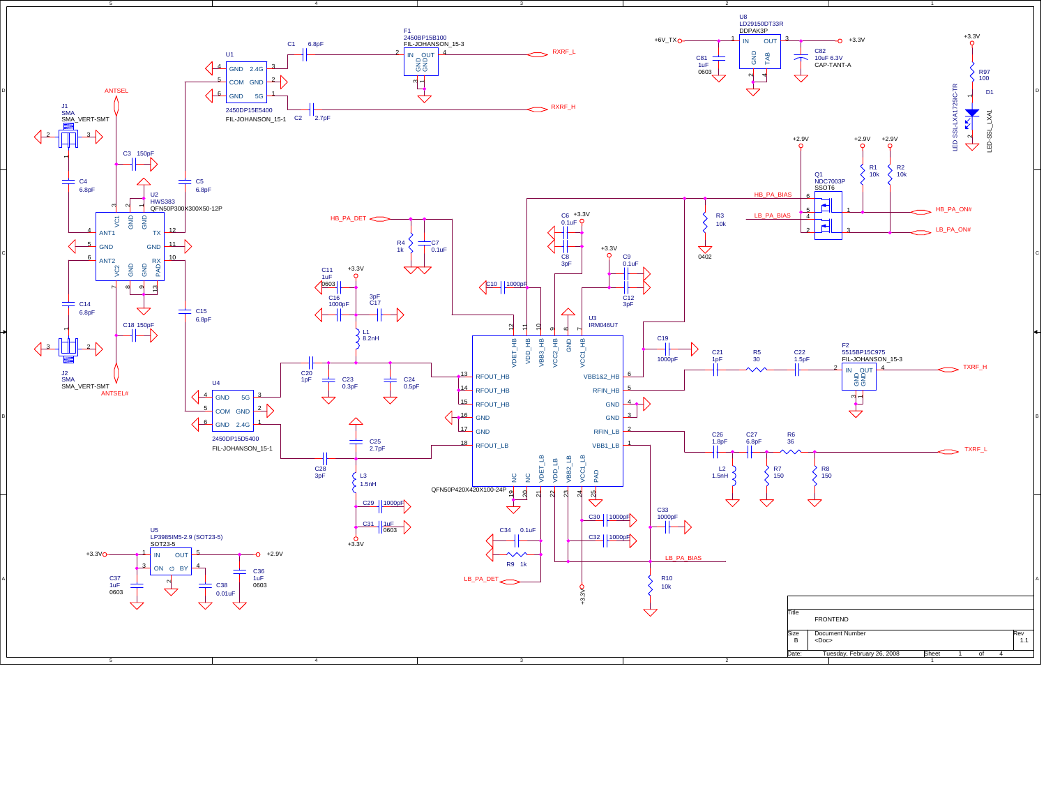# FRONTEND

**Title:** FRONTEND

| Size | Document Number | Rev |
|---|---|---|
| B | <Doc> | 1.1 |

Date: Tuesday, February 26, 2008 — Sheet 1 of 4

## Components

- J1: SMA, SMA_VERT-SMT
- J2: SMA, SMA_VERT-SMT
- U1: 2450DP15E5400, FIL-JOHANSON_15-1 (GND, 2.4G, COM, GND, GND, 5G)
- U2: HWS383, QFN50P300X300X50-12P (ANT1, ANT2, VC1, VC2, GND, TX, RX, PAD)
- U3: IRM046U7, QFN50P420X420X100-24P
- U4: 2450DP15D5400, FIL-JOHANSON_15-1 (GND, 5G, COM, GND, GND, 2.4G)
- U5: LP3985IM5-2.9 (SOT23-5), SOT23-5 (IN, OUT, ON, G, BY)
- U8: LD29150DT33R, DDPAK3P (IN, OUT, GND, TAB)
- F1: 2450BP15B100, FIL-JOHANSON_15-3 (IN, OUT, GND, GND)
- F2: 5515BP15C975, FIL-JOHANSON_15-3 (IN, OUT, GND, GND)
- Q1: NDC7003P, SSOT6
- D1: LED SSL-LXA1725IC-TR, LED-SSL_LXA1

| Ref | Value | Footprint |
|---|---|---|
| C1 | 6.8pF | |
| C2 | 2.7pF | |
| C3 | 150pF | |
| C4 | 6.8pF | |
| C5 | 6.8pF | |
| C6 | 0.1uF | |
| C7 | 0.1uF | |
| C8 | 3pF | |
| C9 | 0.1uF | |
| C10 | 1000pF | |
| C11 | 1uF | 0603 |
| C12 | 3pF | |
| C14 | 6.8pF | |
| C15 | 6.8pF | |
| C16 | 1000pF | |
| C17 | 3pF | |
| C18 | 150pF | |
| C19 | 1000pF | |
| C20 | 1pF | |
| C21 | 1pF | |
| C22 | 1.5pF | |
| C23 | 0.3pF | |
| C24 | 0.5pF | |
| C25 | 2.7pF | |
| C26 | 1.8pF | |
| C27 | 6.8pF | |
| C28 | 3pF | |
| C29 | 1000pF | |
| C30 | 1000pF | |
| C31 | 1uF | 0603 |
| C32 | 1000pF | |
| C33 | 1000pF | |
| C34 | 0.1uF | |
| C36 | 1uF | 0603 |
| C37 | 1uF | 0603 |
| C38 | 0.01uF | |
| C81 | 1uF | 0603 |
| C82 | 10uF 6.3V | CAP-TANT-A |
| L1 | 8.2nH | |
| L2 | 1.5nH | |
| L3 | 1.5nH | |
| R1 | 10k | |
| R2 | 10k | |
| R3 | 10k | 0402 |
| R4 | 1k | |
| R5 | 30 | |
| R6 | 36 | |
| R7 | 150 | |
| R8 | 150 | |
| R9 | 1k | |
| R10 | 10k | |
| R97 | 100 | |

## U3 (IRM046U7) pins

| Pin | Name | Pin | Name |
|---|---|---|---|
| 1 | VBB1_LB | 13 | RFOUT_HB |
| 2 | RFIN_LB | 14 | RFOUT_HB |
| 3 | GND | 15 | RFOUT_HB |
| 4 | GND | 16 | GND |
| 5 | RFIN_HB | 17 | GND |
| 6 | VBB1&2_HB | 18 | RFOUT_LB |
| 7 | VCC1_HB | 19 | NC |
| 8 | GND | 20 | NC |
| 9 | VCC2_HB | 21 | VDET_LB |
| 10 | VBB3_HB | 22 | VDD_LB |
| 11 | VDD_HB | 23 | VBB2_LB |
| 12 | VDET_HB | 24 | VCC1_LB |
| | | 25 | PAD |

## Nets / Ports

ANTSEL, ANTSEL#, RXRF_L, RXRF_H, TXRF_H, TXRF_L, HB_PA_DET, LB_PA_DET, HB_PA_BIAS, LB_PA_BIAS, HB_PA_ON#, LB_PA_ON#, +6V_TX, +3.3V, +2.9V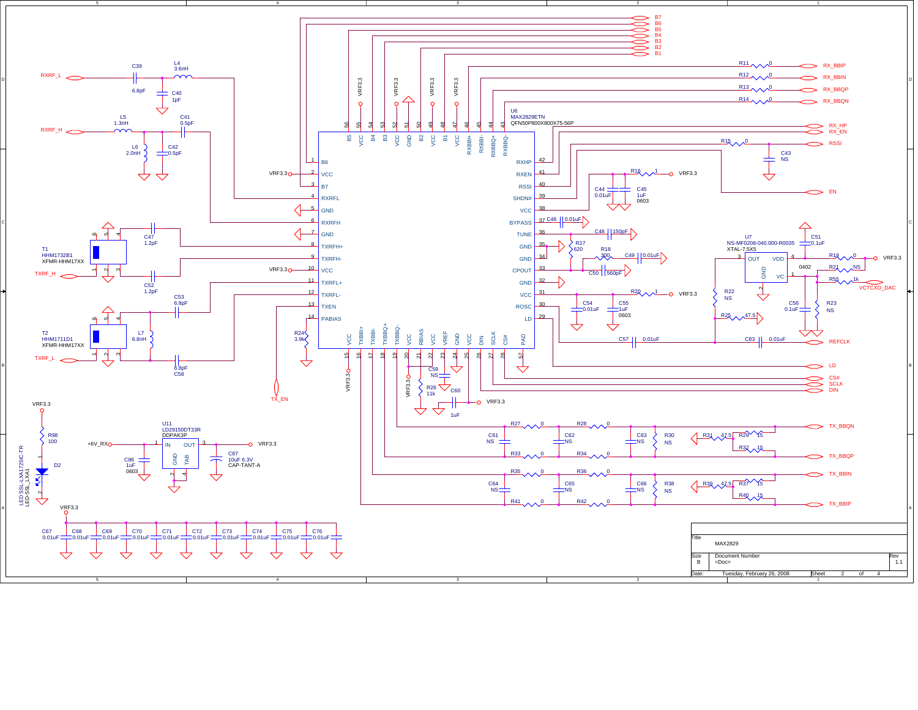# MAX2829

**U6** — MAX2829ETN, QFN50P800X800X75-56P

## Pin connections

| Pin | Name | Net |
|---|---|---|
| 1 | B6 | B6 |
| 2 | VCC | VRF3.3 |
| 3 | B7 | B7 |
| 4 | RXRFL | RXRF_L (via C39 6.8pF, L4 3.6nH, C40 1pF) |
| 5 | GND | GND |
| 6 | RXRFH | RXRF_H (via L5 1.3nH, L6 2.0nH, C42 0.5pF, C41 0.5pF) |
| 7 | GND | GND |
| 8 | TXRFH+ | T1 (C47 1.2pF) |
| 9 | TXRFH- | T1 (C52 1.2pF) |
| 10 | VCC | VRF3.3 |
| 11 | TXRFL+ | T2 (C53 6.8pF) |
| 12 | TXRFL- | T2 (C58 6.8pF) |
| 13 | TXEN | TX_EN |
| 14 | PABIAS | R24 3.9k to GND |
| 15 | VCC | VRF3.3 |
| 16 | TXBBI+ | TX_BBIP |
| 17 | TXBBI- | TX_BBIN |
| 18 | TXBBQ+ | TX_BBQP |
| 19 | TXBBQ- | TX_BBQN |
| 20 | VCC | VRF3.3 |
| 21 | RBIAS | R26 11k |
| 22 | VCC | C59 NS |
| 23 | VREF | C60 1uF |
| 24 | GND | GND |
| 25 | VCC | VRF3.3 |
| 26 | DIN | DIN |
| 27 | SCLK | SCLK |
| 28 | CS# | CS# |
| 29 | LD | LD |
| 30 | ROSC | REFCLK (C57 0.01uF) |
| 31 | VCC | VRF3.3 (R20 1, C54 0.01uF, C55 1uF 0603) |
| 32 | GND | GND |
| 33 | CPOUT | C50 560pF, R18 300, C49 0.01uF |
| 34 | GND | GND |
| 35 | GND | GND |
| 36 | TUNE | C48 150pF, R17 620 |
| 37 | BYPASS | C46 0.01uF |
| 38 | VCC | VRF3.3 (R16 1, C44 0.01uF, C45 1uF 0603) |
| 39 | SHDN# | EN |
| 40 | RSSI | RSSI (R15 0, C43 NS) |
| 41 | RXEN | RX_EN |
| 42 | RXHP | RX_HP |
| 43 | RXBBQ- | RX_BBQN (R14 0) |
| 44 | RXBBQ+ | RX_BBQP (R13 0) |
| 45 | RXBBI- | RX_BBIN (R12 0) |
| 46 | RXBBI+ | RX_BBIP (R11 0) |
| 47 | VCC | VRF3.3 |
| 48 | B1 | B1 |
| 49 | VCC | VRF3.3 |
| 50 | B2 | B2 |
| 51 | GND | GND |
| 52 | VCC | VRF3.3 |
| 53 | B3 | B3 |
| 54 | B4 | B4 |
| 55 | VCC | VRF3.3 |
| 56 | B5 | B5 |
| 57 | PAD | GND |

## Other components

- T1: HHM1732B1, XFMR-HHM17XX — TXRF_H
- T2: HHM1711D1, XFMR-HHM17XX — TXRF_L (L7 6.8nH)
- U7: NS-MF0208-040.000-R0035, XTAL-7.5X5 (OUT, VDD, GND, VC); C51 0.1uF; R19 0 to VRF3.3; R21 NS; R55 1k to VCTCXO_DAC; C56 0.1uF; R23 NS; R22 NS; R25 47.5; C83 0.01uF to REFCLK; 0402
- U11: LD29150DT33R, DDPAK3P — IN: +6V_RX (C86 1uF 0603), OUT: VRF3.3 (C87 10uF 6.3V CAP-TANT-A)
- D2: LED SSL-LXA1725IC-TR, LED-SSL_LXA1; R98 100 from VRF3.3
- TX baseband filter: R27 0, R28 0, R33 0, R34 0, R35 0, R36 0, R41 0, R42 0; C61–C66 NS; R30 NS, R38 NS; R31 47.5, R39 47.5; R29 15, R32 15, R37 15, R40 15
- Decoupling on VRF3.3: C67, C68, C69, C70, C71, C72, C73, C74, C75, C76 — 0.01uF each

| Title | MAX2829 | |
|---|---|---|
| Size | Document Number | Rev |
| B | <Doc> | 1.1 |
| Date: Tuesday, February 26, 2008 | Sheet 2 of 4 | |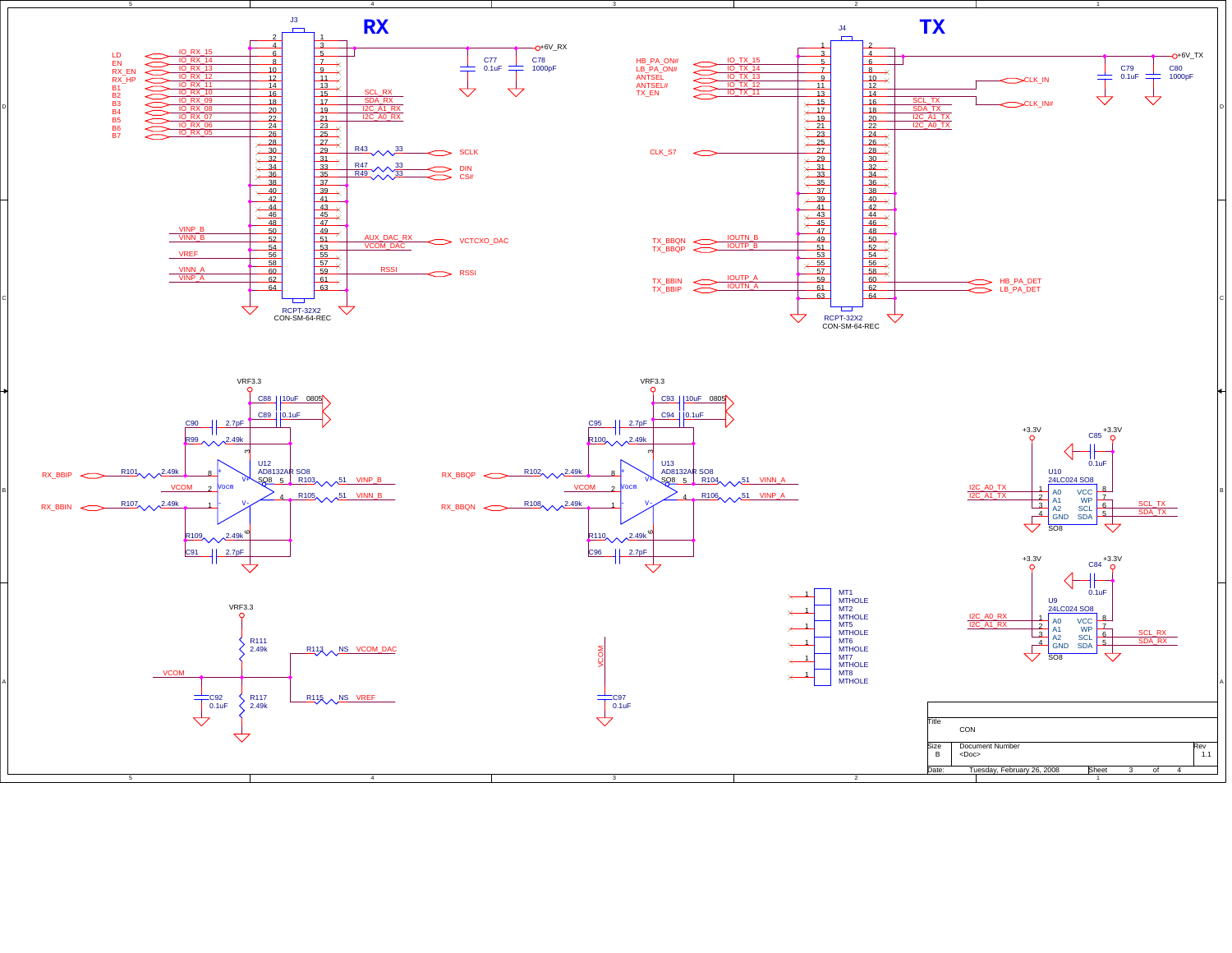# RX

J3 — RCPT-32X2, CON-SM-64-REC

| Signal | Net | Pin | Pin | Net | Signal |
|---|---|---|---|---|---|
| | | 2 | 1 | | |
| LD | IO_RX_15 | 4 | 3 | +6V_RX | |
| EN | IO_RX_14 | 6 | 5 | +6V_RX | |
| RX_EN | IO_RX_13 | 8 | 7 | | |
| RX_HP | IO_RX_12 | 10 | 9 | | |
| B1 | IO_RX_11 | 12 | 11 | | |
| B2 | IO_RX_10 | 14 | 13 | | |
| B3 | IO_RX_09 | 16 | 15 | SCL_RX | |
| B4 | IO_RX_08 | 18 | 17 | SDA_RX | |
| B5 | IO_RX_07 | 20 | 19 | I2C_A1_RX | |
| B6 | IO_RX_06 | 22 | 21 | I2C_A0_RX | |
| B7 | IO_RX_05 | 24 | 23 | | |
| | | 26 | 25 | | |
| | | 28 | 27 | | |
| | | 30 | 29 | R43 33 | SCLK |
| | | 32 | 31 | | |
| | | 34 | 33 | R47 33 | DIN |
| | | 36 | 35 | R49 33 | CS# |
| | | 38 | 37 | | |
| | | 40 | 39 | | |
| | | 42 | 41 | | |
| | | 44 | 43 | | |
| | | 46 | 45 | | |
| | | 48 | 47 | | |
| | VINP_B | 50 | 49 | | |
| | VINN_B | 52 | 51 | AUX_DAC_RX | VCTCXO_DAC |
| | | 54 | 53 | VCOM_DAC | |
| | VREF | 56 | 55 | | |
| | | 58 | 57 | | |
| | VINN_A | 60 | 59 | RSSI | RSSI |
| | VINP_A | 62 | 61 | | |
| | | 64 | 63 | | |

C77 0.1uF, C78 1000pF on +6V_RX

# TX

J4 — RCPT-32X2, CON-SM-64-REC

| Signal | Net | Pin | Pin | Net | Signal |
|---|---|---|---|---|---|
| | | 1 | 2 | +6V_TX | |
| HB_PA_ON# | IO_TX_15 | 3 | 4 | +6V_TX | |
| LB_PA_ON# | IO_TX_14 | 5 | 6 | | |
| ANTSEL | IO_TX_13 | 7 | 8 | | |
| ANTSEL# | IO_TX_12 | 9 | 10 | | |
| TX_EN | IO_TX_11 | 11 | 12 | | CLK_IN |
| | | 13 | 14 | | CLK_IN# |
| | | 15 | 16 | SCL_TX | |
| | | 17 | 18 | SDA_TX | |
| | | 19 | 20 | I2C_A1_TX | |
| | | 21 | 22 | I2C_A0_TX | |
| | | 23 | 24 | | |
| | | 25 | 26 | | |
| CLK_S7 | | 27 | 28 | | |
| | | 29 | 30 | | |
| | | 31 | 32 | | |
| | | 33 | 34 | | |
| | | 35 | 36 | | |
| | | 37 | 38 | | |
| | | 39 | 40 | | |
| | | 41 | 42 | | |
| | | 43 | 44 | | |
| | | 45 | 46 | | |
| | | 47 | 48 | | |
| TX_BBQN | IOUTN_B | 49 | 50 | | |
| TX_BBQP | IOUTP_B | 51 | 52 | | |
| | | 53 | 54 | | |
| | | 55 | 56 | | |
| | | 57 | 58 | | |
| TX_BBIN | IOUTP_A | 59 | 60 | | HB_PA_DET |
| TX_BBIP | IOUTN_A | 61 | 62 | | LB_PA_DET |
| | | 63 | 64 | | |

C79 0.1uF, C80 1000pF on +6V_TX

## U12 AD8132AR SO8 (VRF3.3)

C88 10uF 0805, C89 0.1uF, C90 2.7pF, C91 2.7pF, R99 2.49k, R109 2.49k

RX_BBIP — R101 2.49k — pin 8 (+); RX_BBIN — R107 2.49k — pin 1 (−); VCOM — pin 2 (Vocm)

Pin 5 — R103 51 — VINP_B; Pin 4 — R105 51 — VINN_B

## U13 AD8132AR SO8 (VRF3.3)

C93 10uF 0805, C94 0.1uF, C95 2.7pF, C96 2.7pF, R100 2.49k, R110 2.49k

RX_BBQP — R102 2.49k — pin 8 (+); RX_BBQN — R108 2.49k — pin 1 (−); VCOM — pin 2 (Vocm)

Pin 5 — R104 51 — VINN_A; Pin 4 — R106 51 — VINP_A

## VCOM

VRF3.3 — R111 2.49k — VCOM — R117 2.49k — GND; C92 0.1uF

VCOM — R113 NS — VCOM_DAC; VCOM — R115 NS — VREF

VCOM — C97 0.1uF

## Mounting holes

MT1, MT2, MT5, MT6, MT7, MT8 — MTHOLE

## U10 24LC024 SO8

+3.3V, C85 0.1uF

| Pin | Name | Net |
|---|---|---|
| 1 | A0 | I2C_A0_TX |
| 2 | A1 | I2C_A1_TX |
| 3 | A2 | |
| 4 | GND | |
| 8 | VCC | +3.3V |
| 7 | WP | |
| 6 | SCL | SCL_TX |
| 5 | SDA | SDA_TX |

## U9 24LC024 SO8

+3.3V, C84 0.1uF

| Pin | Name | Net |
|---|---|---|
| 1 | A0 | I2C_A0_RX |
| 2 | A1 | I2C_A1_RX |
| 3 | A2 | |
| 4 | GND | |
| 8 | VCC | +3.3V |
| 7 | WP | |
| 6 | SCL | SCL_RX |
| 5 | SDA | SDA_RX |

| Title | CON | | |
|---|---|---|---|
| Size: B | Document Number: <Doc> | | Rev: 1.1 |
| Date: Tuesday, February 26, 2008 | Sheet 3 of 4 | | |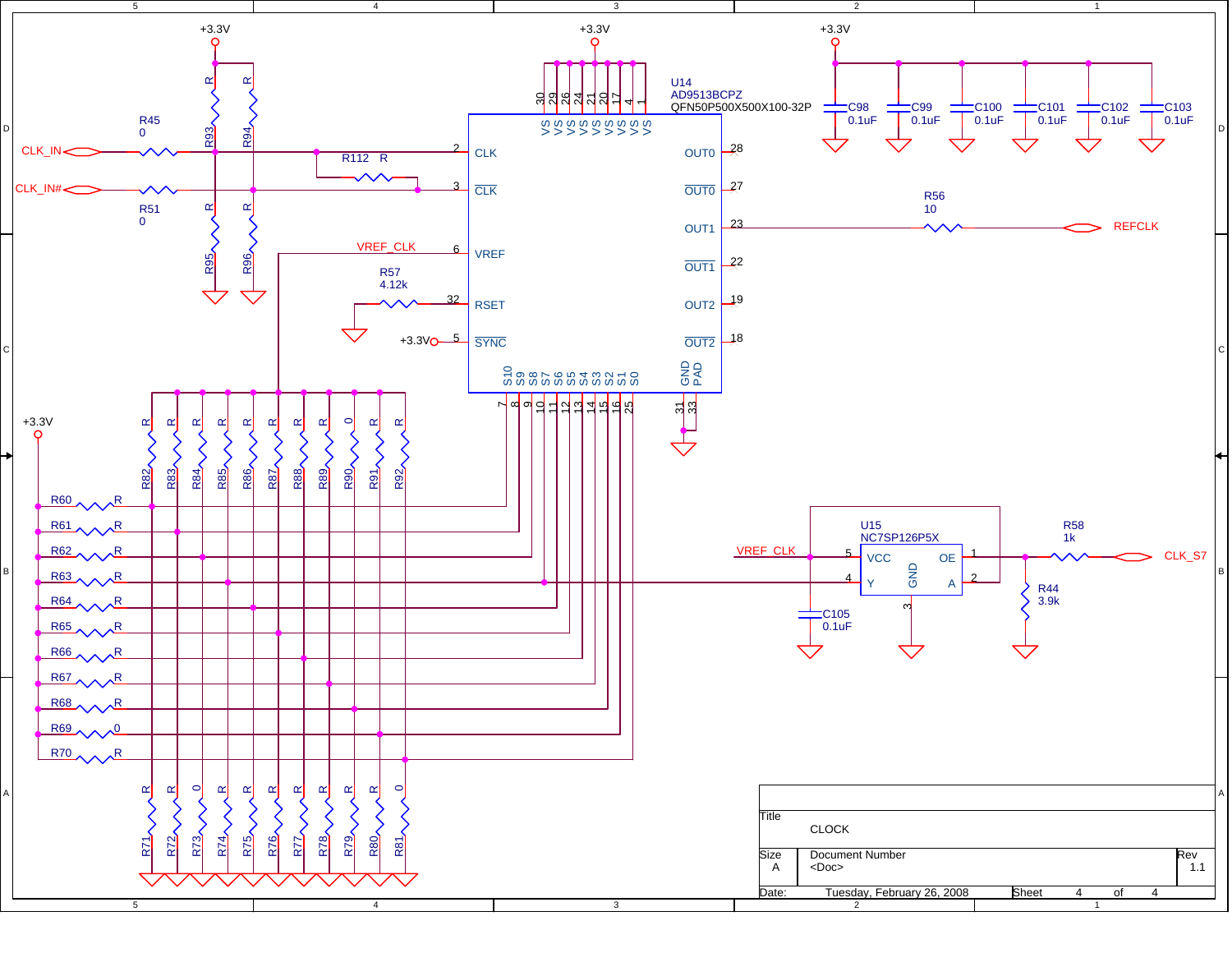+3.3V

+3.3V

+3.3V

CLK_IN

CLK_IN#

R45
0

R51
0

R93 R

R94 R

R95 R

R96 R

R112 R

U14
AD9513BCPZ
QFN50P500X500X100-32P

30 29 26 24 21 20 17 4 1

VS VS VS VS VS VS VS VS VS

2 CLK

3 CLK

VREF_CLK

6 VREF

R57
4.12k

32 RSET

+3.3V 5 SYNC

S10 S9 S8 S7 S6 S5 S4 S3 S2 S1 S0

7 8 9 10 11 12 13 14 15 16 25

GND PAD

31 33

OUT0 28

OUT0 27

OUT1 23

OUT1 22

OUT2 19

OUT2 18

R56
10

REFCLK

C98 0.1uF

C99 0.1uF

C100 0.1uF

C101 0.1uF

C102 0.1uF

C103 0.1uF

+3.3V

R82 R

R83 R

R84 R

R85 R

R86 R

R87 R

R88 R

R89 R

R90 0

R91 R

R92 R

R60 R

R61 R

R62 R

R63 R

R64 R

R65 R

R66 R

R67 R

R68 R

R69 0

R70 R

R71 R

R72 R

R73 0

R74 R

R75 R

R76 R

R77 R

R78 R

R79 R

R80 R

R81 0

U15
NC7SP126P5X

VREF_CLK

5 VCC

4 Y

GND 3

OE 1

A 2

C105
0.1uF

R58
1k

CLK_S7

R44
3.9k

| | | | |
|---|---|---|---|
| Title | CLOCK | | |
| Size A | Document Number <Doc> | | Rev 1.1 |
| Date: | Tuesday, February 26, 2008 | Sheet 4 of 4 | |